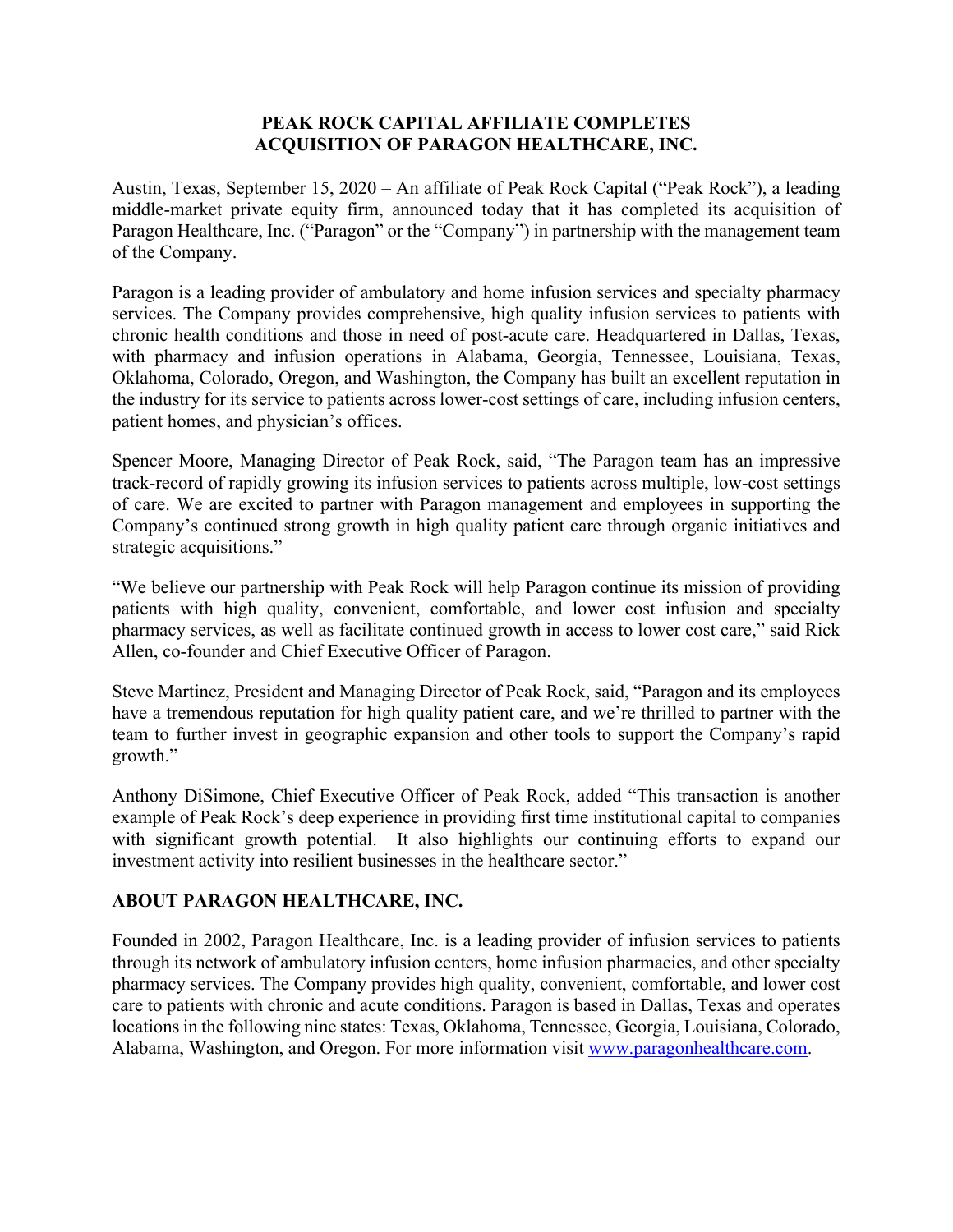# PEAK ROCK CAPITAL AFFILIATE COMPLETES ACQUISITION OF PARAGON HEALTHCARE, INC.

Austin, Texas, September 15, 2020 – An affiliate of Peak Rock Capital ("Peak Rock"), a leading middle-market private equity firm, announced today that it has completed its acquisition of Paragon Healthcare, Inc. ("Paragon" or the "Company") in partnership with the management team of the Company.

Paragon is a leading provider of ambulatory and home infusion services and specialty pharmacy services. The Company provides comprehensive, high quality infusion services to patients with chronic health conditions and those in need of post-acute care. Headquartered in Dallas, Texas, with pharmacy and infusion operations in Alabama, Georgia, Tennessee, Louisiana, Texas, Oklahoma, Colorado, Oregon, and Washington, the Company has built an excellent reputation in the industry for its service to patients across lower-cost settings of care, including infusion centers, patient homes, and physician's offices.

Spencer Moore, Managing Director of Peak Rock, said, "The Paragon team has an impressive track-record of rapidly growing its infusion services to patients across multiple, low-cost settings of care. We are excited to partner with Paragon management and employees in supporting the Company's continued strong growth in high quality patient care through organic initiatives and strategic acquisitions."

"We believe our partnership with Peak Rock will help Paragon continue its mission of providing patients with high quality, convenient, comfortable, and lower cost infusion and specialty pharmacy services, as well as facilitate continued growth in access to lower cost care," said Rick Allen, co-founder and Chief Executive Officer of Paragon.

Steve Martinez, President and Managing Director of Peak Rock, said, "Paragon and its employees have a tremendous reputation for high quality patient care, and we're thrilled to partner with the team to further invest in geographic expansion and other tools to support the Company's rapid growth."

Anthony DiSimone, Chief Executive Officer of Peak Rock, added "This transaction is another example of Peak Rock's deep experience in providing first time institutional capital to companies with significant growth potential. It also highlights our continuing efforts to expand our investment activity into resilient businesses in the healthcare sector."

## ABOUT PARAGON HEALTHCARE, INC.

Founded in 2002, Paragon Healthcare, Inc. is a leading provider of infusion services to patients through its network of ambulatory infusion centers, home infusion pharmacies, and other specialty pharmacy services. The Company provides high quality, convenient, comfortable, and lower cost care to patients with chronic and acute conditions. Paragon is based in Dallas, Texas and operates locations in the following nine states: Texas, Oklahoma, Tennessee, Georgia, Louisiana, Colorado, Alabama, Washington, and Oregon. For more information visit [www.paragonhealthcare.com](http://www.paragonhealthcare.com).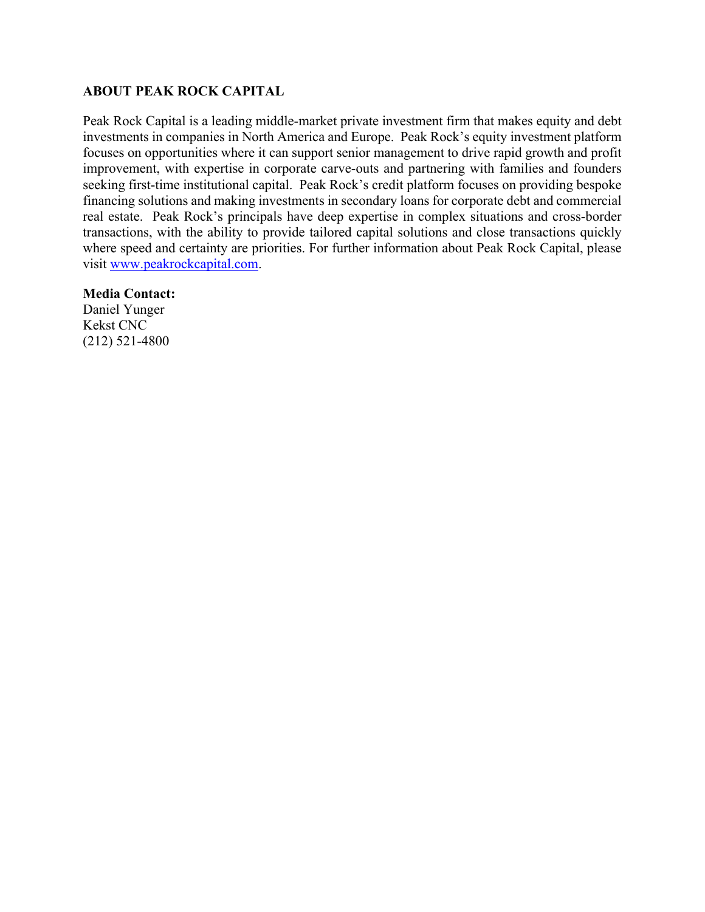**ABOUT PEAK ROCK CAPITAL**

Peak Rock Capital is a leading middle-market private investment firm that makes equity and debt investments in companies in North America and Europe. Peak Rock's equity investment platform focuses on opportunities where it can support senior management to drive rapid growth and profit improvement, with expertise in corporate carve-outs and partnering with families and founders seeking first-time institutional capital. Peak Rock's credit platform focuses on providing bespoke financing solutions and making investments in secondary loans for corporate debt and commercial real estate. Peak Rock's principals have deep expertise in complex situations and cross-border transactions, with the ability to provide tailored capital solutions and close transactions quickly where speed and certainty are priorities. For further information about Peak Rock Capital, please visit [www.peakrockcapital.com](http://www.peakrockcapital.com).

**Media Contact:**
Daniel Yunger
Kekst CNC
(212) 521-4800